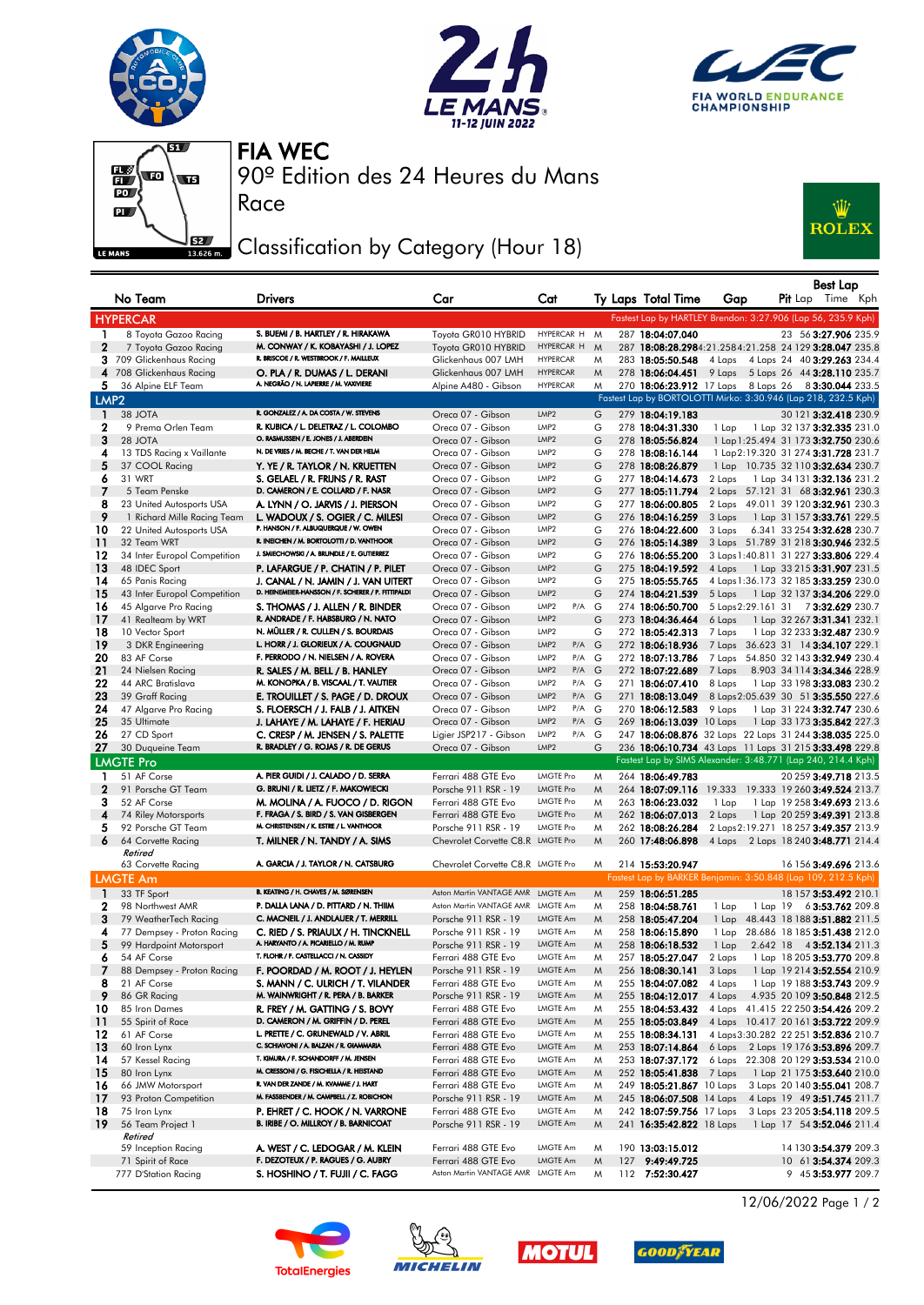# FIA WEC

## 90º Edition des 24 Heures du Mans

Race

## Classification by Category (Hour 18)

| No | Team | Drivers | Car | Cat | Ty | Laps | Total Time | Gap | | Pit | Best Lap Lap | Best Lap Time | Kph |
|---|---|---|---|---|---|---|---|---|---|---|---|---|---|
| **HYPERCAR** | | | | | | | | Fastest Lap by HARTLEY Brendon: 3:27.906 (Lap 56, 235.9 Kph) | | | | | |
| 1 | 8 Toyota Gazoo Racing | S. BUEMI / B. HARTLEY / R. HIRAKAWA | Toyota GR010 HYBRID | HYPERCAR H | M | 287 | 18:04:07.040 | | | 23 | 56 | 3:27.906 | 235.9 |
| 2 | 7 Toyota Gazoo Racing | M. CONWAY / K. KOBAYASHI / J. LOPEZ | Toyota GR010 HYBRID | HYPERCAR H | M | 287 | 18:08:28.298 | 4:21.258 | 4:21.258 | 24 | 129 | 3:28.047 | 235.8 |
| 3 | 709 Glickenhaus Racing | R. BRISCOE / R. WESTBROOK / F. MAILLEUX | Glickenhaus 007 LMH | HYPERCAR | M | 283 | 18:05:50.548 | 4 Laps | 4 Laps | 24 | 40 | 3:29.263 | 234.4 |
| 4 | 708 Glickenhaus Racing | O. PLA / R. DUMAS / L. DERANI | Glickenhaus 007 LMH | HYPERCAR | M | 278 | 18:06:04.451 | 9 Laps | 5 Laps | 26 | 44 | 3:28.110 | 235.7 |
| 5 | 36 Alpine ELF Team | A. NEGRÃO / N. LAPIERRE / M. VAXIVIERE | Alpine A480 - Gibson | HYPERCAR | M | 270 | 18:06:23.912 | 17 Laps | 8 Laps | 26 | 8 | 3:30.044 | 233.5 |
| **LMP2** | | | | | | | | Fastest Lap by BORTOLOTTI Mirko: 3:30.946 (Lap 218, 232.5 Kph) | | | | | |
| 1 | 38 JOTA | R. GONZALEZ / A. DA COSTA / W. STEVENS | Oreca 07 - Gibson | LMP2 | G | 279 | 18:04:19.183 | | | 30 | 121 | 3:32.418 | 230.9 |
| 2 | 9 Prema Orlen Team | R. KUBICA / L. DELETRAZ / L. COLOMBO | Oreca 07 - Gibson | LMP2 | G | 278 | 18:04:31.330 | 1 Lap | 1 Lap | 32 | 137 | 3:32.335 | 231.0 |
| 3 | 28 JOTA | O. RASMUSSEN / E. JONES / J. ABERDEIN | Oreca 07 - Gibson | LMP2 | G | 278 | 18:05:56.824 | 1 Lap | 1:25.494 | 31 | 173 | 3:32.750 | 230.6 |
| 4 | 13 TDS Racing x Vaillante | N. DE VRIES / M. BECHE / T. VAN DER HELM | Oreca 07 - Gibson | LMP2 | G | 278 | 18:08:16.144 | 1 Lap | 2:19.320 | 31 | 274 | 3:31.728 | 231.7 |
| 5 | 37 COOL Racing | Y. YE / R. TAYLOR / N. KRUETTEN | Oreca 07 - Gibson | LMP2 | G | 278 | 18:08:26.879 | 1 Lap | 10.735 | 32 | 110 | 3:32.634 | 230.7 |
| 6 | 31 WRT | S. GELAEL / R. FRIJNS / R. RAST | Oreca 07 - Gibson | LMP2 | G | 277 | 18:04:14.673 | 2 Laps | 1 Lap | 34 | 131 | 3:32.136 | 231.2 |
| 7 | 5 Team Penske | D. CAMERON / E. COLLARD / F. NASR | Oreca 07 - Gibson | LMP2 | G | 277 | 18:05:11.794 | 2 Laps | 57.121 | 31 | 68 | 3:32.961 | 230.3 |
| 8 | 23 United Autosports USA | A. LYNN / O. JARVIS / J. PIERSON | Oreca 07 - Gibson | LMP2 | G | 277 | 18:06:00.805 | 2 Laps | 49.011 | 39 | 120 | 3:32.961 | 230.3 |
| 9 | 1 Richard Mille Racing Team | L. WADOUX / S. OGIER / C. MILESI | Oreca 07 - Gibson | LMP2 | G | 276 | 18:04:16.259 | 3 Laps | 1 Lap | 31 | 157 | 3:31.761 | 229.5 |
| 10 | 22 United Autosports USA | P. HANSON / F. ALBUQUERQUE / W. OWEN | Oreca 07 - Gibson | LMP2 | G | 276 | 18:04:22.600 | 3 Laps | 6.341 | 33 | 254 | 3:32.628 | 230.7 |
| 11 | 32 Team WRT | R. INEICHEN / M. BORTOLOTTI / D. VANTHOOR | Oreca 07 - Gibson | LMP2 | G | 276 | 18:05:14.389 | 3 Laps | 51.789 | 31 | 218 | 3:30.946 | 232.5 |
| 12 | 34 Inter Europol Competition | J. SMIECHOWSKI / A. BRUNDLE / E. GUTIERREZ | Oreca 07 - Gibson | LMP2 | G | 276 | 18:06:55.200 | 3 Laps | 1:40.811 | 31 | 227 | 3:33.806 | 229.4 |
| 13 | 48 IDEC Sport | P. LAFARGUE / P. CHATIN / P. PILET | Oreca 07 - Gibson | LMP2 | G | 275 | 18:04:19.592 | 4 Laps | 1 Lap | 33 | 215 | 3:31.907 | 231.5 |
| 14 | 65 Panis Racing | J. CANAL / N. JAMIN / J. VAN UITERT | Oreca 07 - Gibson | LMP2 | G | 275 | 18:05:55.765 | 4 Laps | 1:36.173 | 32 | 185 | 3:33.259 | 230.0 |
| 15 | 43 Inter Europol Competition | D. HEINEMEIER-HANSSON / F. SCHERER / P. FITTIPALDI | Oreca 07 - Gibson | LMP2 | G | 274 | 18:04:21.539 | 5 Laps | 1 Lap | 32 | 137 | 3:34.206 | 229.0 |
| 16 | 45 Algarve Pro Racing | S. THOMAS / J. ALLEN / R. BINDER | Oreca 07 - Gibson | LMP2 P/A | G | 274 | 18:06:50.700 | 5 Laps | 2:29.161 | 31 | 7 | 3:32.629 | 230.7 |
| 17 | 41 Realteam by WRT | R. ANDRADE / F. HABSBURG / N. NATO | Oreca 07 - Gibson | LMP2 | G | 273 | 18:04:36.464 | 6 Laps | 1 Lap | 32 | 267 | 3:31.341 | 232.1 |
| 18 | 10 Vector Sport | N. MÜLLER / R. CULLEN / S. BOURDAIS | Oreca 07 - Gibson | LMP2 | G | 272 | 18:05:42.313 | 7 Laps | 1 Lap | 32 | 233 | 3:32.487 | 230.9 |
| 19 | 3 DKR Engineering | L. HORR / J. GLORIEUX / A. COUGNAUD | Oreca 07 - Gibson | LMP2 P/A | G | 272 | 18:06:18.936 | 7 Laps | 36.623 | 31 | 14 | 3:34.107 | 229.1 |
| 20 | 83 AF Corse | F. PERRODO / N. NIELSEN / A. ROVERA | Oreca 07 - Gibson | LMP2 P/A | G | 272 | 18:07:13.786 | 7 Laps | 54.850 | 32 | 143 | 3:32.949 | 230.4 |
| 21 | 24 Nielsen Racing | R. SALES / M. BELL / B. HANLEY | Oreca 07 - Gibson | LMP2 P/A | G | 272 | 18:07:22.689 | 7 Laps | 8.903 | 34 | 114 | 3:34.346 | 228.9 |
| 22 | 44 ARC Bratislava | M. KONOPKA / B. VISCAAL / T. VAUTIER | Oreca 07 - Gibson | LMP2 P/A | G | 271 | 18:06:07.410 | 8 Laps | 1 Lap | 33 | 198 | 3:33.083 | 230.2 |
| 23 | 39 Graff Racing | E. TROUILLET / S. PAGE / D. DROUX | Oreca 07 - Gibson | LMP2 P/A | G | 271 | 18:08:13.049 | 8 Laps | 2:05.639 | 30 | 51 | 3:35.550 | 227.6 |
| 24 | 47 Algarve Pro Racing | S. FLOERSCH / J. FALB / J. AITKEN | Oreca 07 - Gibson | LMP2 P/A | G | 270 | 18:06:12.583 | 9 Laps | 1 Lap | 31 | 224 | 3:32.747 | 230.6 |
| 25 | 35 Ultimate | J. LAHAYE / M. LAHAYE / F. HERIAU | Oreca 07 - Gibson | LMP2 P/A | G | 269 | 18:06:13.039 | 10 Laps | 1 Lap | 33 | 173 | 3:35.842 | 227.3 |
| 26 | 27 CD Sport | C. CRESP / M. JENSEN / S. PALETTE | Ligier JSP217 - Gibson | LMP2 P/A | G | 247 | 18:06:08.876 | 32 Laps | 22 Laps | 31 | 244 | 3:38.035 | 225.0 |
| 27 | 30 Duqueine Team | R. BRADLEY / G. ROJAS / R. DE GERUS | Oreca 07 - Gibson | LMP2 | G | 236 | 18:06:10.734 | 43 Laps | 11 Laps | 31 | 215 | 3:33.498 | 229.8 |
| **LMGTE Pro** | | | | | | | | Fastest Lap by SIMS Alexander: 3:48.771 (Lap 240, 214.4 Kph) | | | | | |
| 1 | 51 AF Corse | A. PIER GUIDI / J. CALADO / D. SERRA | Ferrari 488 GTE Evo | LMGTE Pro | M | 264 | 18:06:49.783 | | | 20 | 259 | 3:49.718 | 213.5 |
| 2 | 91 Porsche GT Team | G. BRUNI / R. LIETZ / F. MAKOWIECKI | Porsche 911 RSR - 19 | LMGTE Pro | M | 264 | 18:07:09.116 | 19.333 | 19.333 | 19 | 260 | 3:49.524 | 213.7 |
| 3 | 52 AF Corse | M. MOLINA / A. FUOCO / D. RIGON | Ferrari 488 GTE Evo | LMGTE Pro | M | 263 | 18:06:23.032 | 1 Lap | 1 Lap | 19 | 258 | 3:49.693 | 213.6 |
| 4 | 74 Riley Motorsports | F. FRAGA / S. BIRD / S. VAN GISBERGEN | Ferrari 488 GTE Evo | LMGTE Pro | M | 262 | 18:06:07.013 | 2 Laps | 1 Lap | 20 | 259 | 3:49.391 | 213.8 |
| 5 | 92 Porsche GT Team | M. CHRISTENSEN / K. ESTRE / L. VANTHOOR | Porsche 911 RSR - 19 | LMGTE Pro | M | 262 | 18:08:26.284 | 2 Laps | 2:19.271 | 18 | 257 | 3:49.357 | 213.9 |
| 6 | 64 Corvette Racing | T. MILNER / N. TANDY / A. SIMS | Chevrolet Corvette C8.R | LMGTE Pro | M | 260 | 17:48:06.898 | 4 Laps | 2 Laps | 18 | 240 | 3:48.771 | 214.4 |
| *Retired* | | | | | | | | | | | | | |
| | 63 Corvette Racing | A. GARCIA / J. TAYLOR / N. CATSBURG | Chevrolet Corvette C8.R | LMGTE Pro | M | 214 | 15:53:20.947 | | | 16 | 156 | 3:49.616 | 213.6 |
| **LMGTE Am** | | | | | | | | Fastest Lap by BARKER Benjamin: 3:50.848 (Lap 109, 212.5 Kph) | | | | | |
| 1 | 33 TF Sport | B. KEATING / H. CHAVES / M. SØRENSEN | Aston Martin VANTAGE AMR | LMGTE Am | M | 259 | 18:06:51.285 | | | 18 | 157 | 3:53.492 | 210.1 |
| 2 | 98 Northwest AMR | P. DALLA LANA / D. PITTARD / N. THIIM | Aston Martin VANTAGE AMR | LMGTE Am | M | 258 | 18:04:58.761 | 1 Lap | 1 Lap | 19 | 6 | 3:53.762 | 209.8 |
| 3 | 79 WeatherTech Racing | C. MACNEIL / J. ANDLAUER / T. MERRILL | Porsche 911 RSR - 19 | LMGTE Am | M | 258 | 18:05:47.204 | 1 Lap | 48.443 | 18 | 188 | 3:51.882 | 211.5 |
| 4 | 77 Dempsey - Proton Racing | C. RIED / S. PRIAULX / H. TINCKNELL | Porsche 911 RSR - 19 | LMGTE Am | M | 258 | 18:06:15.890 | 1 Lap | 28.686 | 18 | 185 | 3:51.438 | 212.0 |
| 5 | 99 Hardpoint Motorsport | A. HARYANTO / A. PICARIELLO / M. RUMP | Porsche 911 RSR - 19 | LMGTE Am | M | 258 | 18:06:18.532 | 1 Lap | 2.642 | 18 | 4 | 3:52.134 | 211.3 |
| 6 | 54 AF Corse | T. FLOHR / F. CASTELLACCI / N. CASSIDY | Ferrari 488 GTE Evo | LMGTE Am | M | 257 | 18:05:27.047 | 2 Laps | 1 Lap | 18 | 205 | 3:53.770 | 209.8 |
| 7 | 88 Dempsey - Proton Racing | F. POORDAD / M. ROOT / J. HEYLEN | Porsche 911 RSR - 19 | LMGTE Am | M | 256 | 18:08:30.141 | 3 Laps | 1 Lap | 19 | 214 | 3:52.554 | 210.9 |
| 8 | 21 AF Corse | S. MANN / C. ULRICH / T. VILANDER | Ferrari 488 GTE Evo | LMGTE Am | M | 255 | 18:04:07.082 | 4 Laps | 1 Lap | 19 | 188 | 3:53.743 | 209.9 |
| 9 | 86 GR Racing | M. WAINWRIGHT / R. PERA / B. BARKER | Porsche 911 RSR - 19 | LMGTE Am | M | 255 | 18:04:12.017 | 4 Laps | 4.935 | 20 | 109 | 3:50.848 | 212.5 |
| 10 | 85 Iron Dames | R. FREY / M. GATTING / S. BOVY | Ferrari 488 GTE Evo | LMGTE Am | M | 255 | 18:04:53.432 | 4 Laps | 41.415 | 22 | 250 | 3:54.426 | 209.2 |
| 11 | 55 Spirit of Race | D. CAMERON / M. GRIFFIN / D. PEREL | Ferrari 488 GTE Evo | LMGTE Am | M | 255 | 18:05:03.849 | 4 Laps | 10.417 | 20 | 161 | 3:53.722 | 209.9 |
| 12 | 61 AF Corse | L. PRETTE / C. GRUNEWALD / V. ABRIL | Ferrari 488 GTE Evo | LMGTE Am | M | 255 | 18:08:34.131 | 4 Laps | 3:30.282 | 22 | 251 | 3:52.836 | 210.7 |
| 13 | 60 Iron Lynx | C. SCHIAVONI / A. BALZAN / R. GIAMMARIA | Ferrari 488 GTE Evo | LMGTE Am | M | 253 | 18:07:14.864 | 6 Laps | 2 Laps | 19 | 176 | 3:53.896 | 209.7 |
| 14 | 57 Kessel Racing | T. KIMURA / F. SCHANDORFF / M. JENSEN | Ferrari 488 GTE Evo | LMGTE Am | M | 253 | 18:07:37.172 | 6 Laps | 22.308 | 20 | 129 | 3:53.534 | 210.0 |
| 15 | 80 Iron Lynx | M. CRESSONI / G. FISICHELLA / R. HEISTAND | Ferrari 488 GTE Evo | LMGTE Am | M | 252 | 18:05:41.838 | 7 Laps | 1 Lap | 21 | 175 | 3:53.640 | 210.0 |
| 16 | 66 JMW Motorsport | R. VAN DER ZANDE / M. KVAMME / J. HART | Ferrari 488 GTE Evo | LMGTE Am | M | 249 | 18:05:21.867 | 10 Laps | 3 Laps | 20 | 140 | 3:55.041 | 208.7 |
| 17 | 93 Proton Competition | M. FASSBENDER / M. CAMPBELL / Z. ROBICHON | Porsche 911 RSR - 19 | LMGTE Am | M | 245 | 18:06:07.508 | 14 Laps | 4 Laps | 19 | 49 | 3:51.745 | 211.7 |
| 18 | 75 Iron Lynx | P. EHRET / C. HOOK / N. VARRONE | Ferrari 488 GTE Evo | LMGTE Am | M | 242 | 18:07:59.756 | 17 Laps | 3 Laps | 23 | 205 | 3:54.118 | 209.5 |
| 19 | 56 Team Project 1 | B. IRIBE / O. MILLROY / B. BARNICOAT | Porsche 911 RSR - 19 | LMGTE Am | M | 241 | 18:05:08.827 | 18 Laps | 1 Lap | 17 | 54 | 3:52.066 | 211.4 |
| *Retired* | | | | | | | | | | | | | |
| | 59 Inception Racing | A. WEST / C. LEDOGAR / M. KLEIN | Ferrari 488 GTE Evo | LMGTE Am | M | 190 | 13:03:15.012 | | | 14 | 130 | 3:54.379 | 209.3 |
| | 71 Spirit of Race | F. DEZOTEUX / P. RAGUES / G. AUBRY | Ferrari 488 GTE Evo | LMGTE Am | M | 127 | 9:49:49.725 | | | 10 | 61 | 3:54.374 | 209.3 |
| | 777 D'Station Racing | S. HOSHINO / T. FUJII / C. FAGG | Aston Martin VANTAGE AMR | LMGTE Am | M | 112 | 7:52:30.427 | | | 9 | 45 | 3:53.977 | 209.7 |

12/06/2022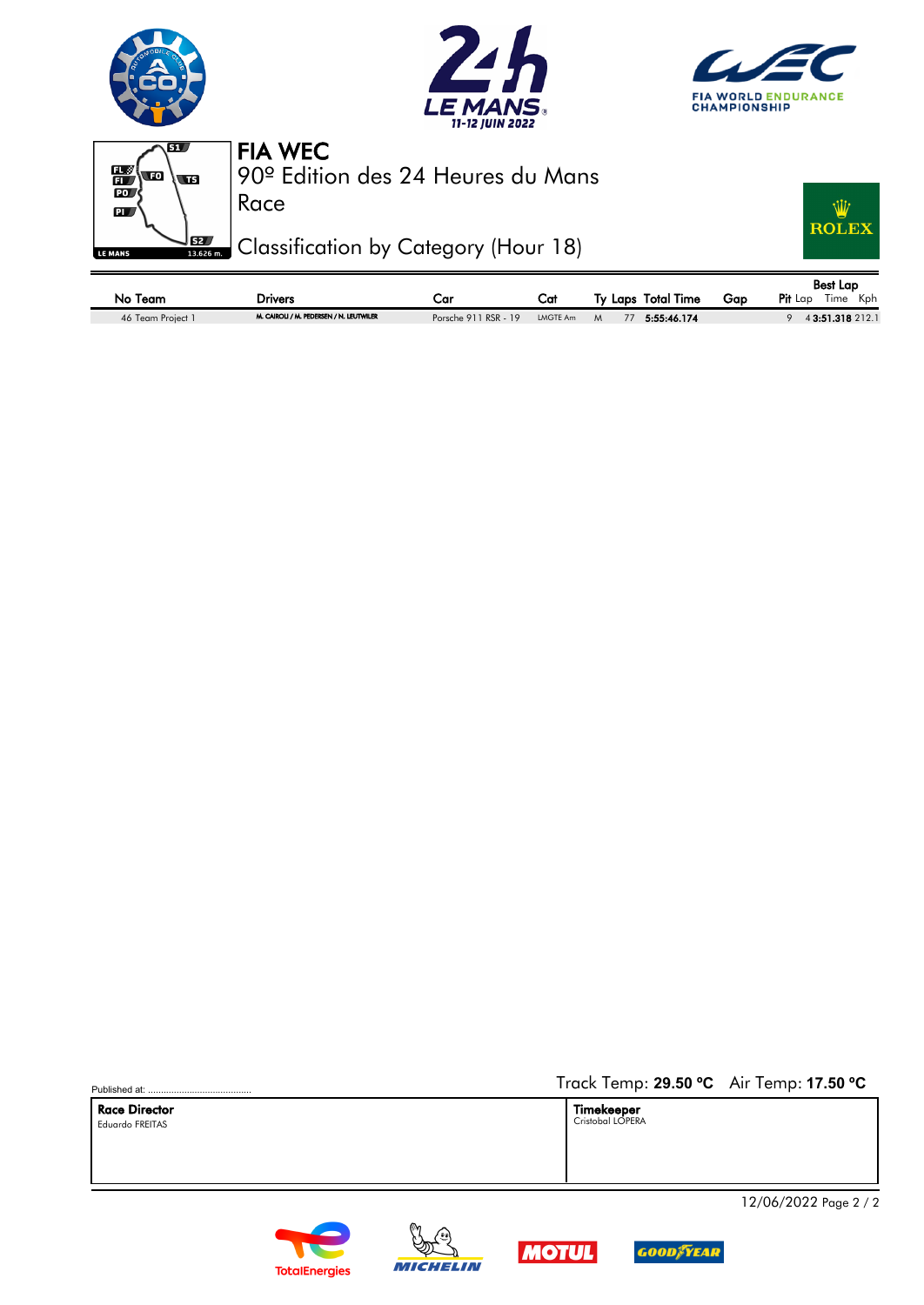# FIA WEC

90º Edition des 24 Heures du Mans

Race

Classification by Category (Hour 18)

| No | Team | Drivers | Car | Cat | Ty | Laps | Total Time | Gap | Pit | Best Lap Lap | Best Lap Time | Best Lap Kph |
|---|---|---|---|---|---|---|---|---|---|---|---|---|
| 46 | Team Project 1 | M. CAIROLI / M. PEDERSEN / N. LEUTWILER | Porsche 911 RSR - 19 | LMGTE Am | M | 77 | **5:55:46.174** | | 9 | 4 | **3:51.318** | 212.1 |

Published at: ........................................

Track Temp: **29.50 ºC** Air Temp: **17.50 ºC**

| Race Director | Timekeeper |
|---|---|
| Eduardo FREITAS | Cristobal LOPERA |

12/06/2022